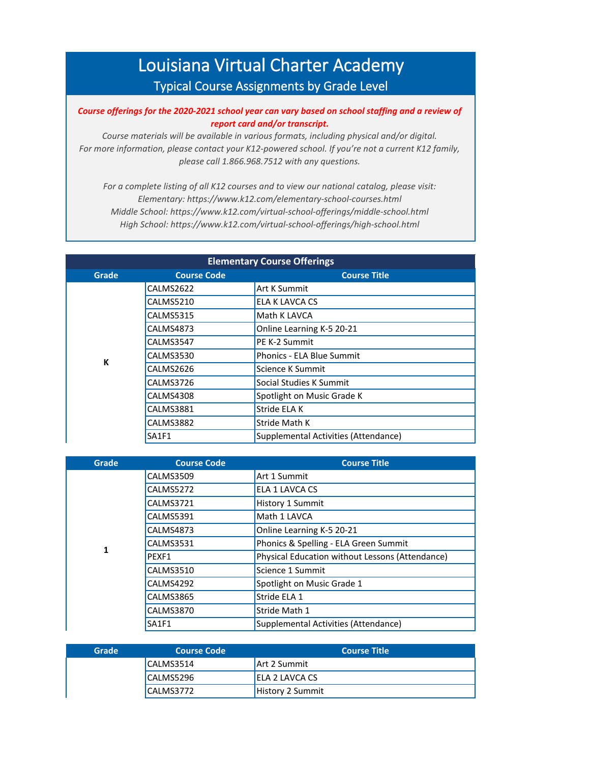# Louisiana Virtual Charter Academy

## Typical Course Assignments by Grade Level

***Course offerings for the 2020-2021 school year can vary based on school staffing and a review of report card and/or transcript.***

*Course materials will be available in various formats, including physical and/or digital.*
*For more information, please contact your K12-powered school. If you're not a current K12 family, please call 1.866.968.7512 with any questions.*

*For a complete listing of all K12 courses and to view our national catalog, please visit:*
*Elementary: https://www.k12.com/elementary-school-courses.html*
*Middle School: https://www.k12.com/virtual-school-offerings/middle-school.html*
*High School: https://www.k12.com/virtual-school-offerings/high-school.html*

### Elementary Course Offerings

| Grade | Course Code | Course Title |
|---|---|---|
| K | CALMS2622 | Art K Summit |
| | CALMS5210 | ELA K LAVCA CS |
| | CALMS5315 | Math K LAVCA |
| | CALMS4873 | Online Learning K-5 20-21 |
| | CALMS3547 | PE K-2 Summit |
| | CALMS3530 | Phonics - ELA Blue Summit |
| | CALMS2626 | Science K Summit |
| | CALMS3726 | Social Studies K Summit |
| | CALMS4308 | Spotlight on Music Grade K |
| | CALMS3881 | Stride ELA K |
| | CALMS3882 | Stride Math K |
| | SA1F1 | Supplemental Activities (Attendance) |

| Grade | Course Code | Course Title |
|---|---|---|
| 1 | CALMS3509 | Art 1 Summit |
| | CALMS5272 | ELA 1 LAVCA CS |
| | CALMS3721 | History 1 Summit |
| | CALMS5391 | Math 1 LAVCA |
| | CALMS4873 | Online Learning K-5 20-21 |
| | CALMS3531 | Phonics & Spelling - ELA Green Summit |
| | PEXF1 | Physical Education without Lessons (Attendance) |
| | CALMS3510 | Science 1 Summit |
| | CALMS4292 | Spotlight on Music Grade 1 |
| | CALMS3865 | Stride ELA 1 |
| | CALMS3870 | Stride Math 1 |
| | SA1F1 | Supplemental Activities (Attendance) |

| Grade | Course Code | Course Title |
|---|---|---|
| | CALMS3514 | Art 2 Summit |
| | CALMS5296 | ELA 2 LAVCA CS |
| | CALMS3772 | History 2 Summit |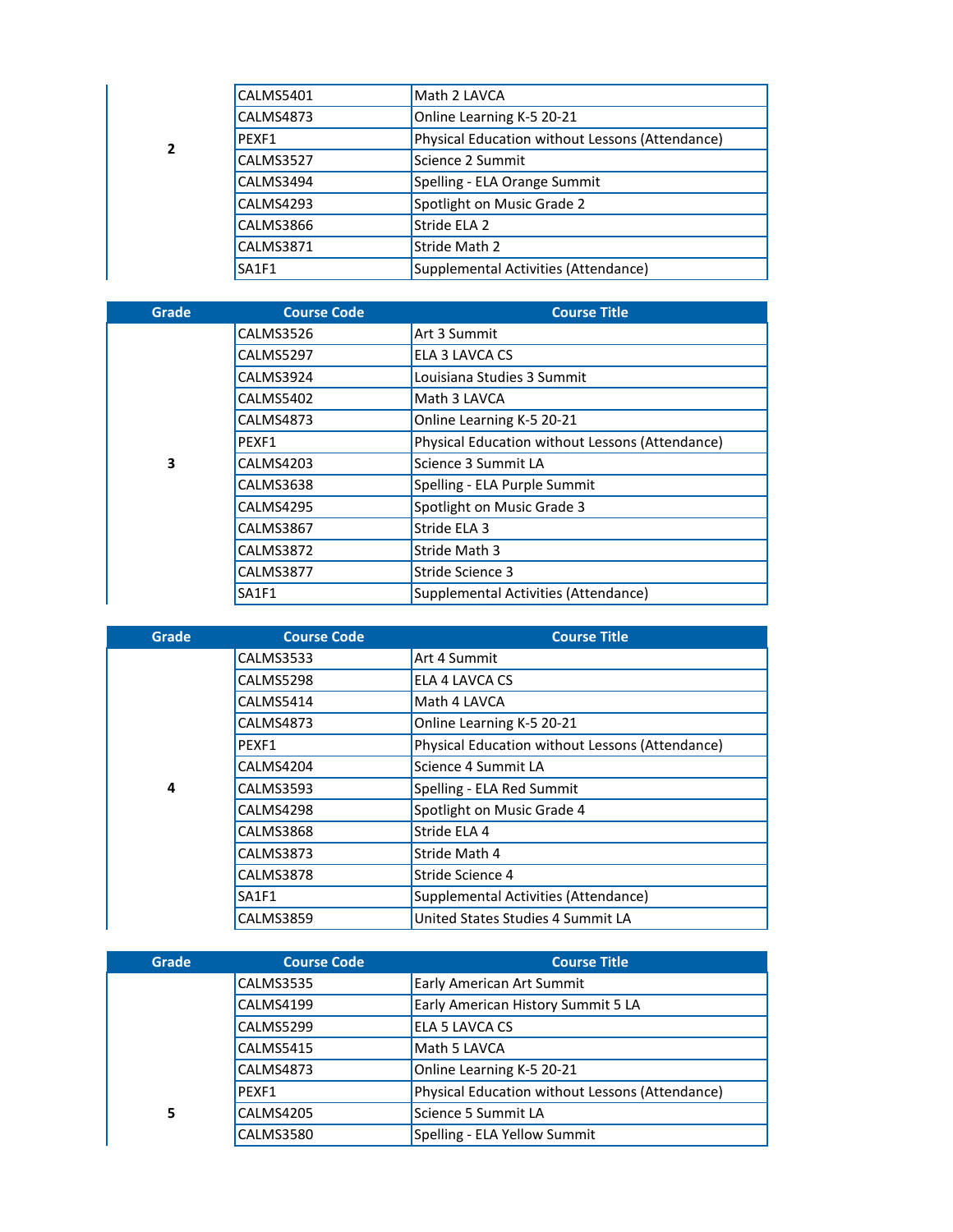| Grade | Course Code | Course Title |
|---|---|---|
| 2 | CALMS5401 | Math 2 LAVCA |
| | CALMS4873 | Online Learning K-5 20-21 |
| | PEXF1 | Physical Education without Lessons (Attendance) |
| | CALMS3527 | Science 2 Summit |
| | CALMS3494 | Spelling - ELA Orange Summit |
| | CALMS4293 | Spotlight on Music Grade 2 |
| | CALMS3866 | Stride ELA 2 |
| | CALMS3871 | Stride Math 2 |
| | SA1F1 | Supplemental Activities (Attendance) |

| Grade | Course Code | Course Title |
|---|---|---|
| 3 | CALMS3526 | Art 3 Summit |
| | CALMS5297 | ELA 3 LAVCA CS |
| | CALMS3924 | Louisiana Studies 3 Summit |
| | CALMS5402 | Math 3 LAVCA |
| | CALMS4873 | Online Learning K-5 20-21 |
| | PEXF1 | Physical Education without Lessons (Attendance) |
| | CALMS4203 | Science 3 Summit LA |
| | CALMS3638 | Spelling - ELA Purple Summit |
| | CALMS4295 | Spotlight on Music Grade 3 |
| | CALMS3867 | Stride ELA 3 |
| | CALMS3872 | Stride Math 3 |
| | CALMS3877 | Stride Science 3 |
| | SA1F1 | Supplemental Activities (Attendance) |

| Grade | Course Code | Course Title |
|---|---|---|
| 4 | CALMS3533 | Art 4 Summit |
| | CALMS5298 | ELA 4 LAVCA CS |
| | CALMS5414 | Math 4 LAVCA |
| | CALMS4873 | Online Learning K-5 20-21 |
| | PEXF1 | Physical Education without Lessons (Attendance) |
| | CALMS4204 | Science 4 Summit LA |
| | CALMS3593 | Spelling - ELA Red Summit |
| | CALMS4298 | Spotlight on Music Grade 4 |
| | CALMS3868 | Stride ELA 4 |
| | CALMS3873 | Stride Math 4 |
| | CALMS3878 | Stride Science 4 |
| | SA1F1 | Supplemental Activities (Attendance) |
| | CALMS3859 | United States Studies 4 Summit LA |

| Grade | Course Code | Course Title |
|---|---|---|
| 5 | CALMS3535 | Early American Art Summit |
| | CALMS4199 | Early American History Summit 5 LA |
| | CALMS5299 | ELA 5 LAVCA CS |
| | CALMS5415 | Math 5 LAVCA |
| | CALMS4873 | Online Learning K-5 20-21 |
| | PEXF1 | Physical Education without Lessons (Attendance) |
| | CALMS4205 | Science 5 Summit LA |
| | CALMS3580 | Spelling - ELA Yellow Summit |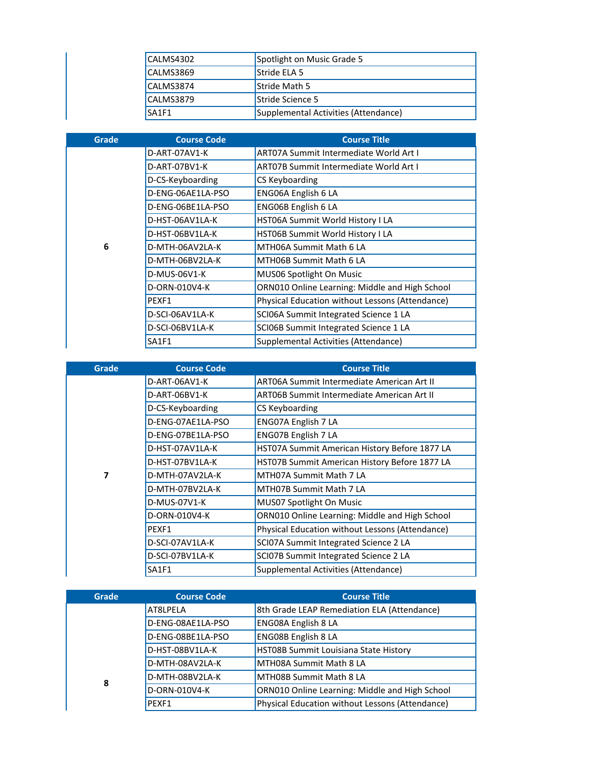| Grade | Course Code | Course Title |
|---|---|---|
| | CALMS4302 | Spotlight on Music Grade 5 |
| | CALMS3869 | Stride ELA 5 |
| | CALMS3874 | Stride Math 5 |
| | CALMS3879 | Stride Science 5 |
| | SA1F1 | Supplemental Activities (Attendance) |

| Grade | Course Code | Course Title |
|---|---|---|
| 6 | D-ART-07AV1-K | ART07A Summit Intermediate World Art I |
| | D-ART-07BV1-K | ART07B Summit Intermediate World Art I |
| | D-CS-Keyboarding | CS Keyboarding |
| | D-ENG-06AE1LA-PSO | ENG06A English 6 LA |
| | D-ENG-06BE1LA-PSO | ENG06B English 6 LA |
| | D-HST-06AV1LA-K | HST06A Summit World History I LA |
| | D-HST-06BV1LA-K | HST06B Summit World History I LA |
| | D-MTH-06AV2LA-K | MTH06A Summit Math 6 LA |
| | D-MTH-06BV2LA-K | MTH06B Summit Math 6 LA |
| | D-MUS-06V1-K | MUS06 Spotlight On Music |
| | D-ORN-010V4-K | ORN010 Online Learning: Middle and High School |
| | PEXF1 | Physical Education without Lessons (Attendance) |
| | D-SCI-06AV1LA-K | SCI06A Summit Integrated Science 1 LA |
| | D-SCI-06BV1LA-K | SCI06B Summit Integrated Science 1 LA |
| | SA1F1 | Supplemental Activities (Attendance) |

| Grade | Course Code | Course Title |
|---|---|---|
| 7 | D-ART-06AV1-K | ART06A Summit Intermediate American Art II |
| | D-ART-06BV1-K | ART06B Summit Intermediate American Art II |
| | D-CS-Keyboarding | CS Keyboarding |
| | D-ENG-07AE1LA-PSO | ENG07A English 7 LA |
| | D-ENG-07BE1LA-PSO | ENG07B English 7 LA |
| | D-HST-07AV1LA-K | HST07A Summit American History Before 1877 LA |
| | D-HST-07BV1LA-K | HST07B Summit American History Before 1877 LA |
| | D-MTH-07AV2LA-K | MTH07A Summit Math 7 LA |
| | D-MTH-07BV2LA-K | MTH07B Summit Math 7 LA |
| | D-MUS-07V1-K | MUS07 Spotlight On Music |
| | D-ORN-010V4-K | ORN010 Online Learning: Middle and High School |
| | PEXF1 | Physical Education without Lessons (Attendance) |
| | D-SCI-07AV1LA-K | SCI07A Summit Integrated Science 2 LA |
| | D-SCI-07BV1LA-K | SCI07B Summit Integrated Science 2 LA |
| | SA1F1 | Supplemental Activities (Attendance) |

| Grade | Course Code | Course Title |
|---|---|---|
| 8 | AT8LPELA | 8th Grade LEAP Remediation ELA (Attendance) |
| | D-ENG-08AE1LA-PSO | ENG08A English 8 LA |
| | D-ENG-08BE1LA-PSO | ENG08B English 8 LA |
| | D-HST-08BV1LA-K | HST08B Summit Louisiana State History |
| | D-MTH-08AV2LA-K | MTH08A Summit Math 8 LA |
| | D-MTH-08BV2LA-K | MTH08B Summit Math 8 LA |
| | D-ORN-010V4-K | ORN010 Online Learning: Middle and High School |
| | PEXF1 | Physical Education without Lessons (Attendance) |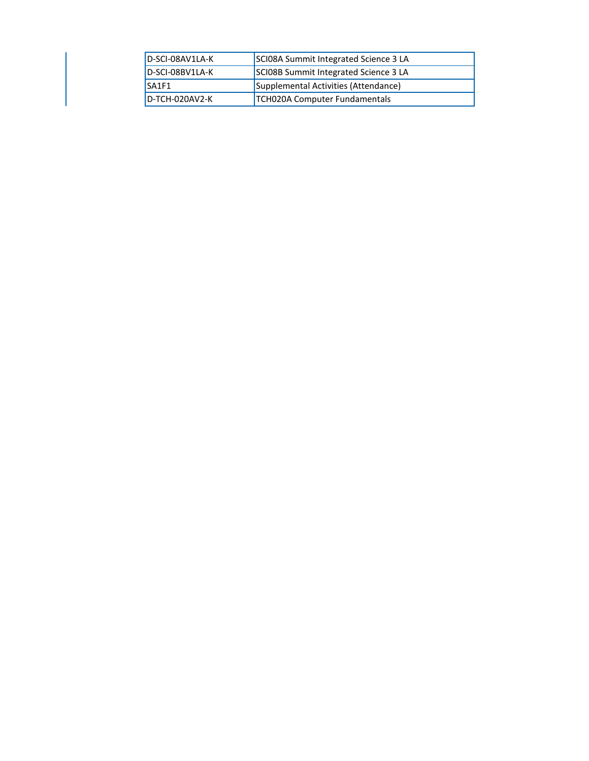| | |
|---|---|
| D-SCI-08AV1LA-K | SCI08A Summit Integrated Science 3 LA |
| D-SCI-08BV1LA-K | SCI08B Summit Integrated Science 3 LA |
| SA1F1 | Supplemental Activities (Attendance) |
| D-TCH-020AV2-K | TCH020A Computer Fundamentals |